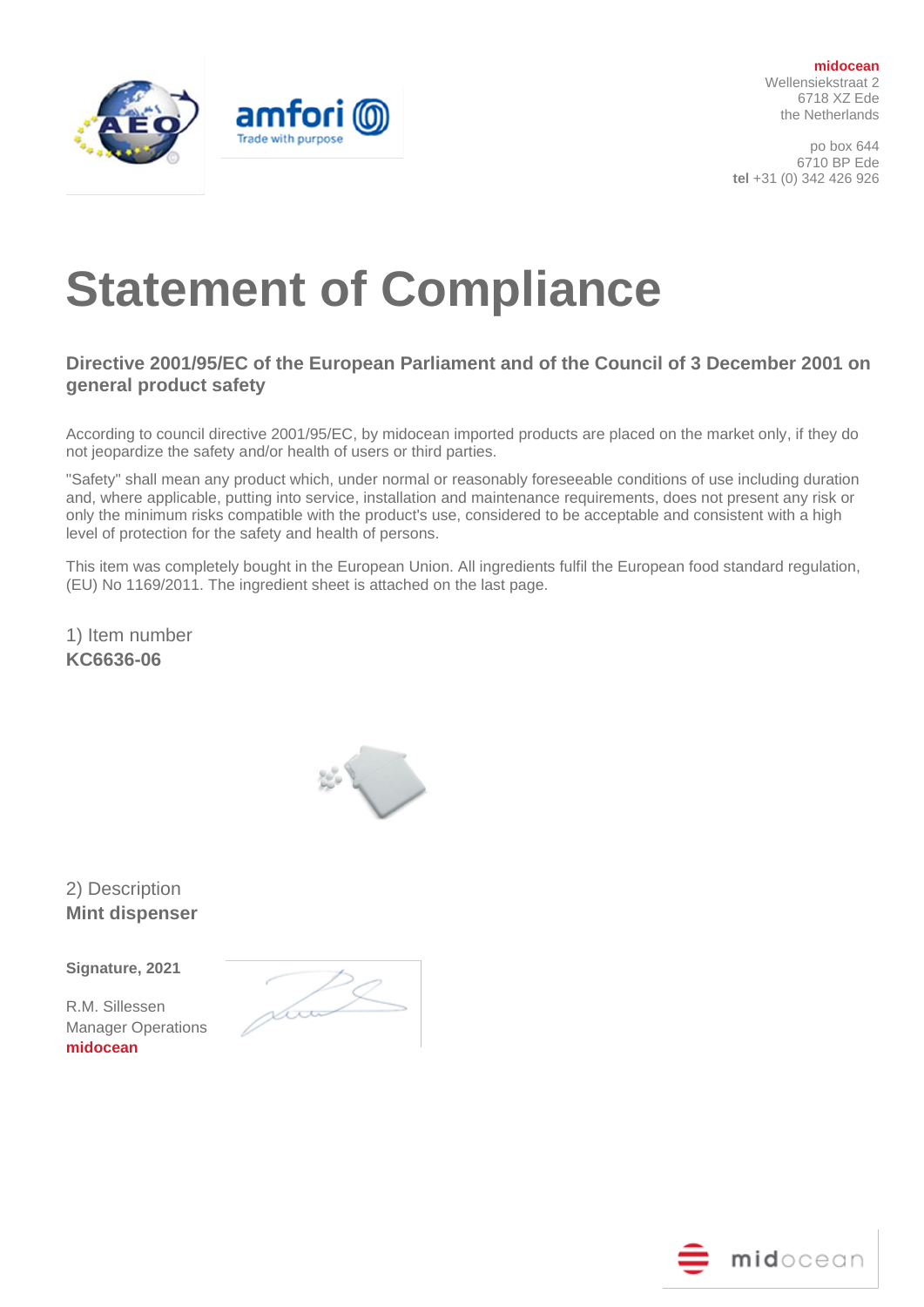**midocean**
Wellensiekstraat 2
6718 XZ Ede
the Netherlands

po box 644
6710 BP Ede
**tel** +31 (0) 342 426 926

# Statement of Compliance

### Directive 2001/95/EC of the European Parliament and of the Council of 3 December 2001 on general product safety

According to council directive 2001/95/EC, by midocean imported products are placed on the market only, if they do not jeopardize the safety and/or health of users or third parties.

"Safety" shall mean any product which, under normal or reasonably foreseeable conditions of use including duration and, where applicable, putting into service, installation and maintenance requirements, does not present any risk or only the minimum risks compatible with the product's use, considered to be acceptable and consistent with a high level of protection for the safety and health of persons.

This item was completely bought in the European Union. All ingredients fulfil the European food standard regulation, (EU) No 1169/2011. The ingredient sheet is attached on the last page.

1) Item number
**KC6636-06**

2) Description
**Mint dispenser**

**Signature, 2021**

R.M. Sillessen
Manager Operations
**midocean**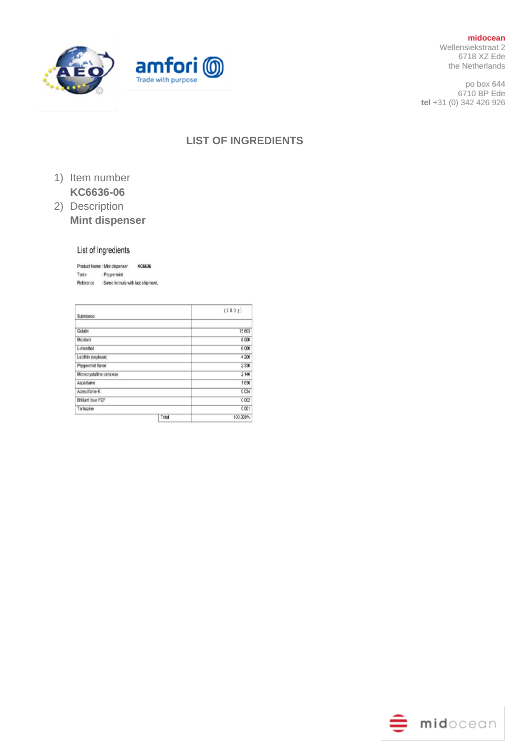midocean
Wellensiekstraat 2
6718 XZ Ede
the Netherlands

po box 644
6710 BP Ede
**tel** +31 (0) 342 426 926

## LIST OF INGREDIENTS

1) Item number
   **KC6636-06**
2) Description
   **Mint dispenser**

### List of Ingredients

Product Name : Mint dispenser **KC6636**
Taste : Peppermint
Reference : Same formula with last shipment.

| Substance | | (100g) |
|---|---|---|
| Gelatin | | 75,603 |
| Moisture | | 8,000 |
| L-menthol | | 6,060 |
| Lecithin (soybean) | | 4,200 |
| Peppermint flavor | | 2,330 |
| Microcrystalline cellulose | | 2,140 |
| Aspartame | | 1,630 |
| Acesulfame-K | | 0,034 |
| Brilliant blue FCF | | 0,002 |
| Tartrazine | | 0,001 |
| | Total | 100,000% |